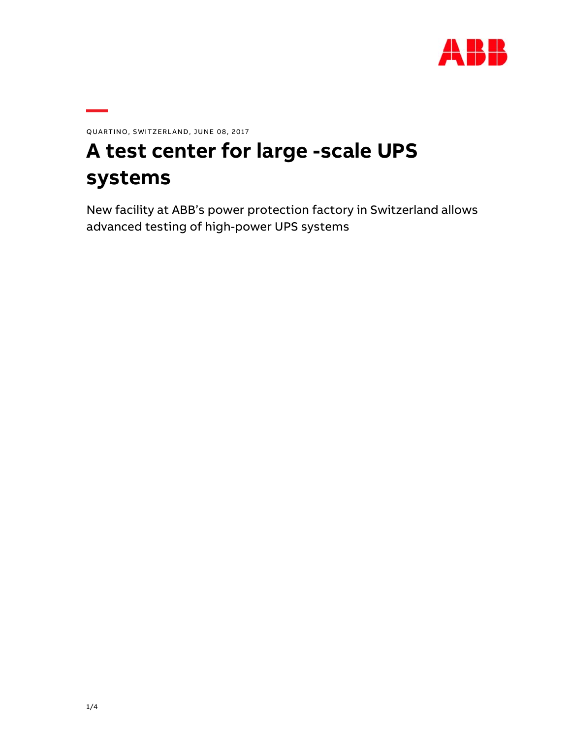QUARTINO, SWITZERLAND, JUNE 08, 2017

# A test center for large -scale UPS systems

New facility at ABB's power protection factory in Switzerland allows advanced testing of high-power UPS systems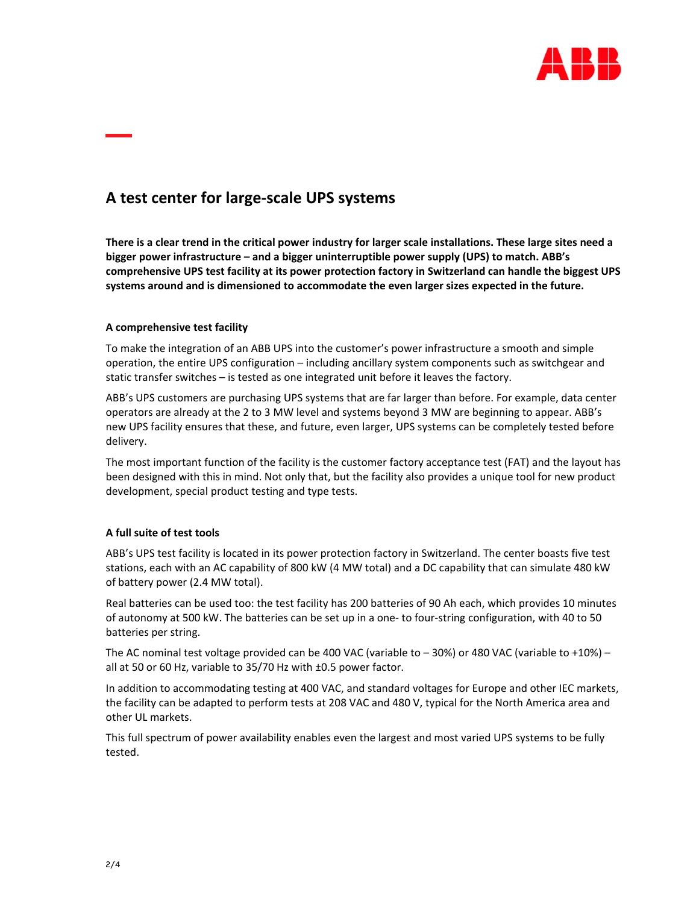# A test center for large-scale UPS systems

**There is a clear trend in the critical power industry for larger scale installations. These large sites need a bigger power infrastructure – and a bigger uninterruptible power supply (UPS) to match. ABB's comprehensive UPS test facility at its power protection factory in Switzerland can handle the biggest UPS systems around and is dimensioned to accommodate the even larger sizes expected in the future.**

### A comprehensive test facility

To make the integration of an ABB UPS into the customer's power infrastructure a smooth and simple operation, the entire UPS configuration – including ancillary system components such as switchgear and static transfer switches – is tested as one integrated unit before it leaves the factory.

ABB's UPS customers are purchasing UPS systems that are far larger than before. For example, data center operators are already at the 2 to 3 MW level and systems beyond 3 MW are beginning to appear. ABB's new UPS facility ensures that these, and future, even larger, UPS systems can be completely tested before delivery.

The most important function of the facility is the customer factory acceptance test (FAT) and the layout has been designed with this in mind. Not only that, but the facility also provides a unique tool for new product development, special product testing and type tests.

### A full suite of test tools

ABB's UPS test facility is located in its power protection factory in Switzerland. The center boasts five test stations, each with an AC capability of 800 kW (4 MW total) and a DC capability that can simulate 480 kW of battery power (2.4 MW total).

Real batteries can be used too: the test facility has 200 batteries of 90 Ah each, which provides 10 minutes of autonomy at 500 kW. The batteries can be set up in a one- to four-string configuration, with 40 to 50 batteries per string.

The AC nominal test voltage provided can be 400 VAC (variable to – 30%) or 480 VAC (variable to +10%) – all at 50 or 60 Hz, variable to 35/70 Hz with ±0.5 power factor.

In addition to accommodating testing at 400 VAC, and standard voltages for Europe and other IEC markets, the facility can be adapted to perform tests at 208 VAC and 480 V, typical for the North America area and other UL markets.

This full spectrum of power availability enables even the largest and most varied UPS systems to be fully tested.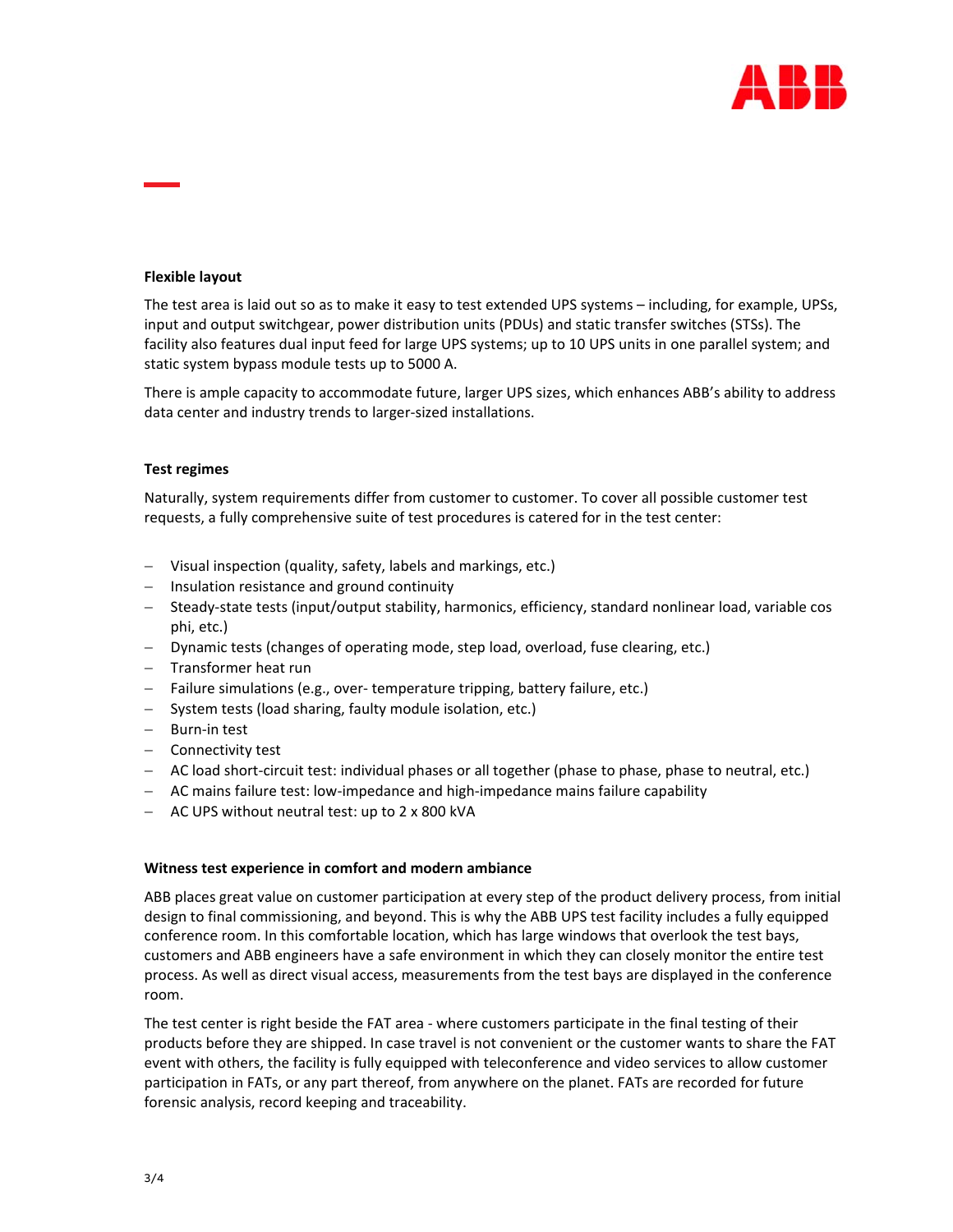**Flexible layout**

The test area is laid out so as to make it easy to test extended UPS systems – including, for example, UPSs, input and output switchgear, power distribution units (PDUs) and static transfer switches (STSs). The facility also features dual input feed for large UPS systems; up to 10 UPS units in one parallel system; and static system bypass module tests up to 5000 A.

There is ample capacity to accommodate future, larger UPS sizes, which enhances ABB's ability to address data center and industry trends to larger-sized installations.

**Test regimes**

Naturally, system requirements differ from customer to customer. To cover all possible customer test requests, a fully comprehensive suite of test procedures is catered for in the test center:

- Visual inspection (quality, safety, labels and markings, etc.)
- Insulation resistance and ground continuity
- Steady-state tests (input/output stability, harmonics, efficiency, standard nonlinear load, variable cos phi, etc.)
- Dynamic tests (changes of operating mode, step load, overload, fuse clearing, etc.)
- Transformer heat run
- Failure simulations (e.g., over- temperature tripping, battery failure, etc.)
- System tests (load sharing, faulty module isolation, etc.)
- Burn-in test
- Connectivity test
- AC load short-circuit test: individual phases or all together (phase to phase, phase to neutral, etc.)
- AC mains failure test: low-impedance and high-impedance mains failure capability
- AC UPS without neutral test: up to 2 x 800 kVA

**Witness test experience in comfort and modern ambiance**

ABB places great value on customer participation at every step of the product delivery process, from initial design to final commissioning, and beyond. This is why the ABB UPS test facility includes a fully equipped conference room. In this comfortable location, which has large windows that overlook the test bays, customers and ABB engineers have a safe environment in which they can closely monitor the entire test process. As well as direct visual access, measurements from the test bays are displayed in the conference room.

The test center is right beside the FAT area - where customers participate in the final testing of their products before they are shipped. In case travel is not convenient or the customer wants to share the FAT event with others, the facility is fully equipped with teleconference and video services to allow customer participation in FATs, or any part thereof, from anywhere on the planet. FATs are recorded for future forensic analysis, record keeping and traceability.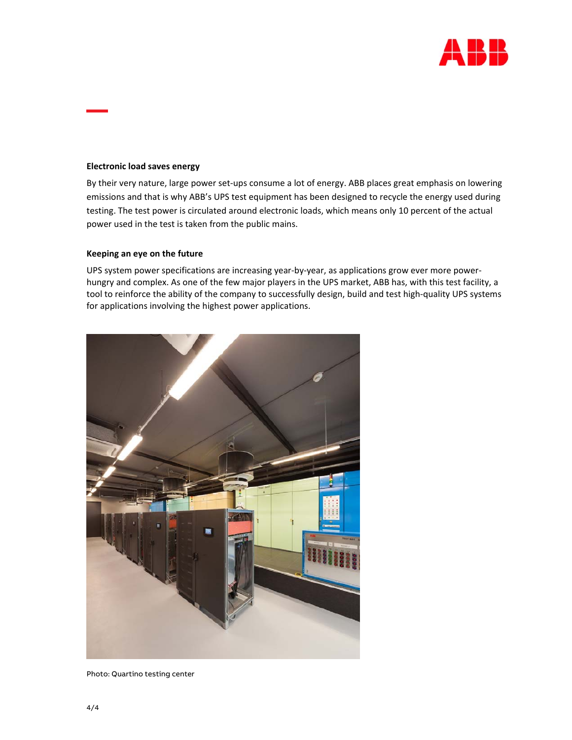**Electronic load saves energy**

By their very nature, large power set-ups consume a lot of energy. ABB places great emphasis on lowering emissions and that is why ABB's UPS test equipment has been designed to recycle the energy used during testing. The test power is circulated around electronic loads, which means only 10 percent of the actual power used in the test is taken from the public mains.

**Keeping an eye on the future**

UPS system power specifications are increasing year-by-year, as applications grow ever more power-hungry and complex. As one of the few major players in the UPS market, ABB has, with this test facility, a tool to reinforce the ability of the company to successfully design, build and test high-quality UPS systems for applications involving the highest power applications.

Photo: Quartino testing center